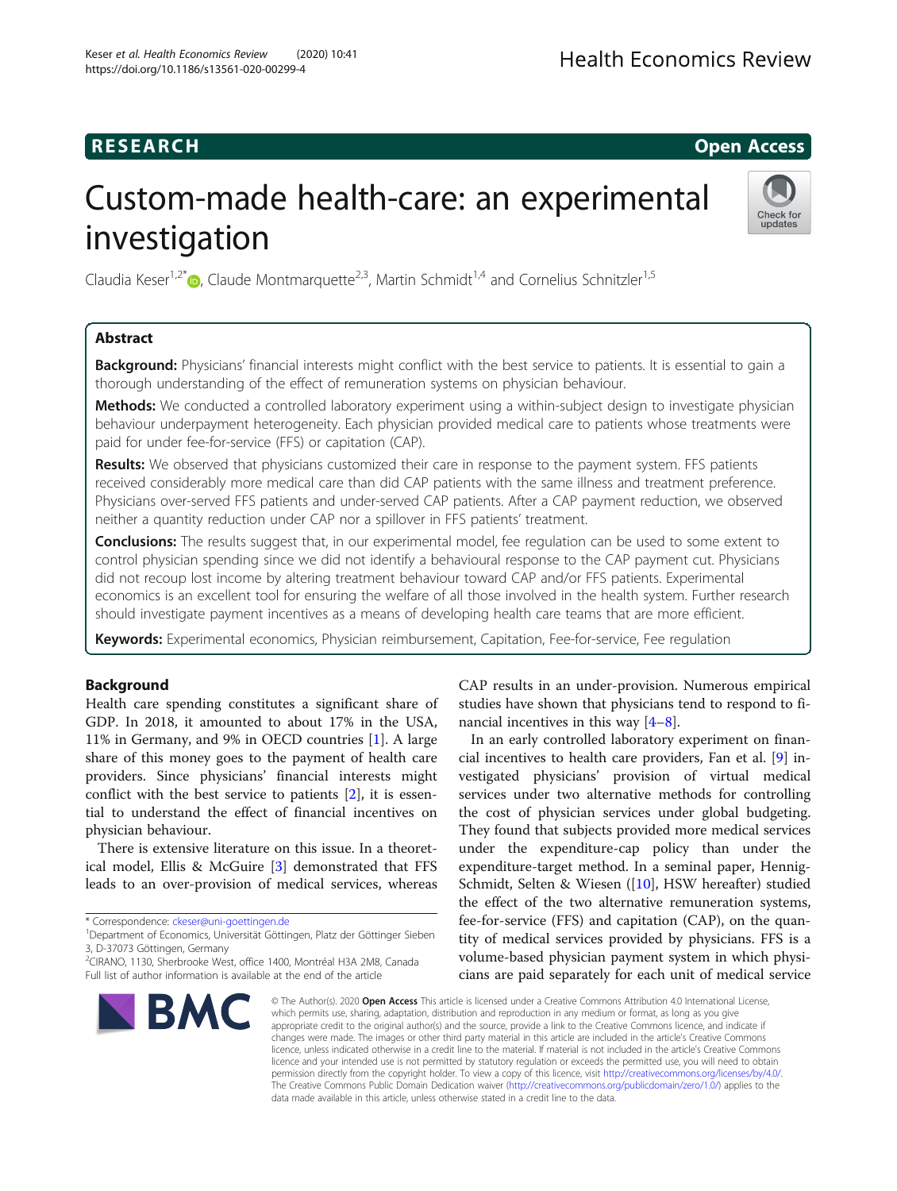RESEARCH Open Access

# Custom-made health-care: an experimental investigation

Claudia Keser[1,2*], Claude Montmarquette[2,3], Martin Schmidt[1,4] and Cornelius Schnitzler[1,5]

## Abstract

**Background:** Physicians' financial interests might conflict with the best service to patients. It is essential to gain a thorough understanding of the effect of remuneration systems on physician behaviour.

**Methods:** We conducted a controlled laboratory experiment using a within-subject design to investigate physician behaviour underpayment heterogeneity. Each physician provided medical care to patients whose treatments were paid for under fee-for-service (FFS) or capitation (CAP).

**Results:** We observed that physicians customized their care in response to the payment system. FFS patients received considerably more medical care than did CAP patients with the same illness and treatment preference. Physicians over-served FFS patients and under-served CAP patients. After a CAP payment reduction, we observed neither a quantity reduction under CAP nor a spillover in FFS patients' treatment.

**Conclusions:** The results suggest that, in our experimental model, fee regulation can be used to some extent to control physician spending since we did not identify a behavioural response to the CAP payment cut. Physicians did not recoup lost income by altering treatment behaviour toward CAP and/or FFS patients. Experimental economics is an excellent tool for ensuring the welfare of all those involved in the health system. Further research should investigate payment incentives as a means of developing health care teams that are more efficient.

**Keywords:** Experimental economics, Physician reimbursement, Capitation, Fee-for-service, Fee regulation

## Background

Health care spending constitutes a significant share of GDP. In 2018, it amounted to about 17% in the USA, 11% in Germany, and 9% in OECD countries [1]. A large share of this money goes to the payment of health care providers. Since physicians' financial interests might conflict with the best service to patients [2], it is essential to understand the effect of financial incentives on physician behaviour.

There is extensive literature on this issue. In a theoretical model, Ellis & McGuire [3] demonstrated that FFS leads to an over-provision of medical services, whereas CAP results in an under-provision. Numerous empirical studies have shown that physicians tend to respond to financial incentives in this way [4–8].

In an early controlled laboratory experiment on financial incentives to health care providers, Fan et al. [9] investigated physicians' provision of virtual medical services under two alternative methods for controlling the cost of physician services under global budgeting. They found that subjects provided more medical services under the expenditure-cap policy than under the expenditure-target method. In a seminal paper, Hennig-Schmidt, Selten & Wiesen ([10], HSW hereafter) studied the effect of the two alternative remuneration systems, fee-for-service (FFS) and capitation (CAP), on the quantity of medical services provided by physicians. FFS is a volume-based physician payment system in which physicians are paid separately for each unit of medical service

* Correspondence: ckeser@uni-goettingen.de
[1]Department of Economics, Universität Göttingen, Platz der Göttinger Sieben 3, D-37073 Göttingen, Germany
[2]CIRANO, 1130, Sherbrooke West, office 1400, Montréal H3A 2M8, Canada
Full list of author information is available at the end of the article

© The Author(s). 2020 **Open Access** This article is licensed under a Creative Commons Attribution 4.0 International License, which permits use, sharing, adaptation, distribution and reproduction in any medium or format, as long as you give appropriate credit to the original author(s) and the source, provide a link to the Creative Commons licence, and indicate if changes were made. The images or other third party material in this article are included in the article's Creative Commons licence, unless indicated otherwise in a credit line to the material. If material is not included in the article's Creative Commons licence and your intended use is not permitted by statutory regulation or exceeds the permitted use, you will need to obtain permission directly from the copyright holder. To view a copy of this licence, visit http://creativecommons.org/licenses/by/4.0/. The Creative Commons Public Domain Dedication waiver (http://creativecommons.org/publicdomain/zero/1.0/) applies to the data made available in this article, unless otherwise stated in a credit line to the data.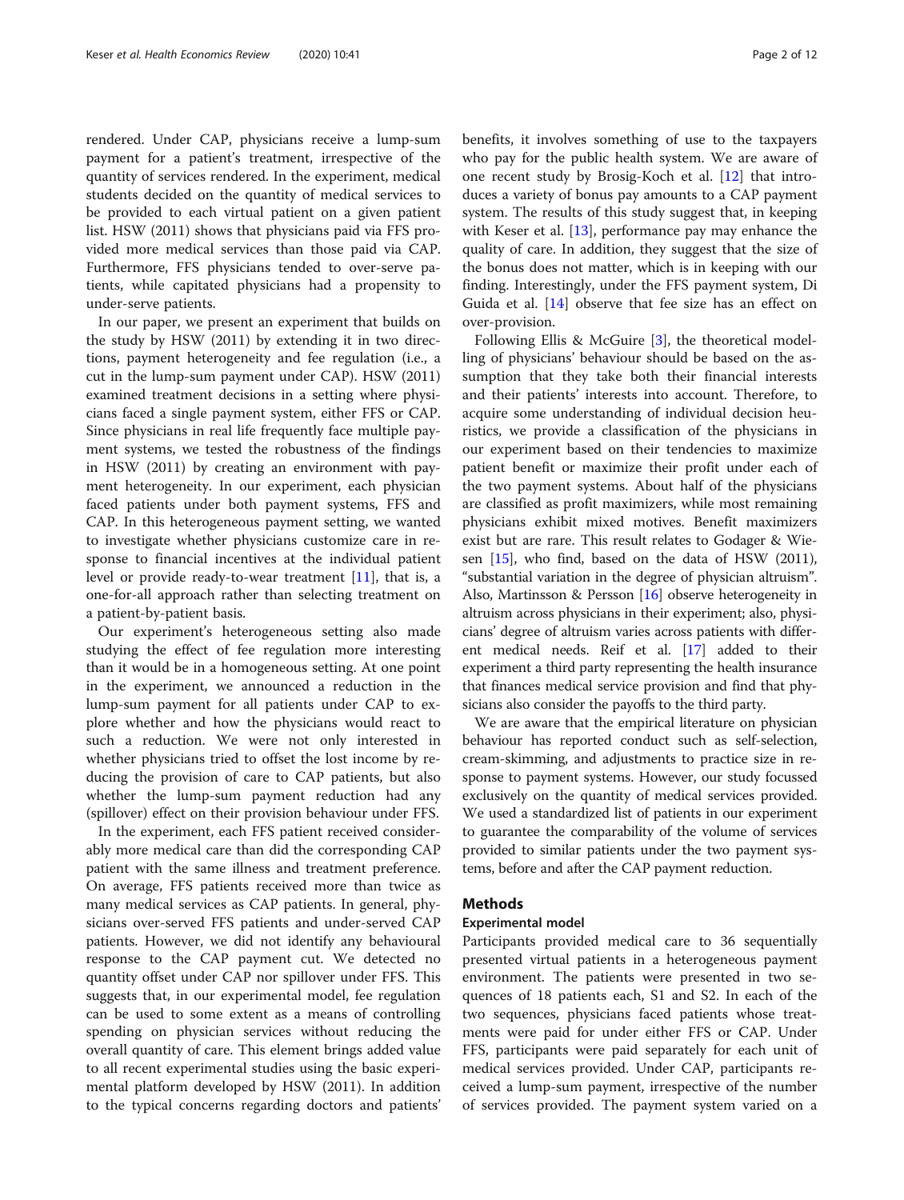rendered. Under CAP, physicians receive a lump-sum payment for a patient's treatment, irrespective of the quantity of services rendered. In the experiment, medical students decided on the quantity of medical services to be provided to each virtual patient on a given patient list. HSW (2011) shows that physicians paid via FFS provided more medical services than those paid via CAP. Furthermore, FFS physicians tended to over-serve patients, while capitated physicians had a propensity to under-serve patients.

In our paper, we present an experiment that builds on the study by HSW (2011) by extending it in two directions, payment heterogeneity and fee regulation (i.e., a cut in the lump-sum payment under CAP). HSW (2011) examined treatment decisions in a setting where physicians faced a single payment system, either FFS or CAP. Since physicians in real life frequently face multiple payment systems, we tested the robustness of the findings in HSW (2011) by creating an environment with payment heterogeneity. In our experiment, each physician faced patients under both payment systems, FFS and CAP. In this heterogeneous payment setting, we wanted to investigate whether physicians customize care in response to financial incentives at the individual patient level or provide ready-to-wear treatment [11], that is, a one-for-all approach rather than selecting treatment on a patient-by-patient basis.

Our experiment's heterogeneous setting also made studying the effect of fee regulation more interesting than it would be in a homogeneous setting. At one point in the experiment, we announced a reduction in the lump-sum payment for all patients under CAP to explore whether and how the physicians would react to such a reduction. We were not only interested in whether physicians tried to offset the lost income by reducing the provision of care to CAP patients, but also whether the lump-sum payment reduction had any (spillover) effect on their provision behaviour under FFS.

In the experiment, each FFS patient received considerably more medical care than did the corresponding CAP patient with the same illness and treatment preference. On average, FFS patients received more than twice as many medical services as CAP patients. In general, physicians over-served FFS patients and under-served CAP patients. However, we did not identify any behavioural response to the CAP payment cut. We detected no quantity offset under CAP nor spillover under FFS. This suggests that, in our experimental model, fee regulation can be used to some extent as a means of controlling spending on physician services without reducing the overall quantity of care. This element brings added value to all recent experimental studies using the basic experimental platform developed by HSW (2011). In addition to the typical concerns regarding doctors and patients' benefits, it involves something of use to the taxpayers who pay for the public health system. We are aware of one recent study by Brosig-Koch et al. [12] that introduces a variety of bonus pay amounts to a CAP payment system. The results of this study suggest that, in keeping with Keser et al. [13], performance pay may enhance the quality of care. In addition, they suggest that the size of the bonus does not matter, which is in keeping with our finding. Interestingly, under the FFS payment system, Di Guida et al. [14] observe that fee size has an effect on over-provision.

Following Ellis & McGuire [3], the theoretical modelling of physicians' behaviour should be based on the assumption that they take both their financial interests and their patients' interests into account. Therefore, to acquire some understanding of individual decision heuristics, we provide a classification of the physicians in our experiment based on their tendencies to maximize patient benefit or maximize their profit under each of the two payment systems. About half of the physicians are classified as profit maximizers, while most remaining physicians exhibit mixed motives. Benefit maximizers exist but are rare. This result relates to Godager & Wiesen [15], who find, based on the data of HSW (2011), "substantial variation in the degree of physician altruism". Also, Martinsson & Persson [16] observe heterogeneity in altruism across physicians in their experiment; also, physicians' degree of altruism varies across patients with different medical needs. Reif et al. [17] added to their experiment a third party representing the health insurance that finances medical service provision and find that physicians also consider the payoffs to the third party.

We are aware that the empirical literature on physician behaviour has reported conduct such as self-selection, cream-skimming, and adjustments to practice size in response to payment systems. However, our study focussed exclusively on the quantity of medical services provided. We used a standardized list of patients in our experiment to guarantee the comparability of the volume of services provided to similar patients under the two payment systems, before and after the CAP payment reduction.

## Methods

### Experimental model

Participants provided medical care to 36 sequentially presented virtual patients in a heterogeneous payment environment. The patients were presented in two sequences of 18 patients each, S1 and S2. In each of the two sequences, physicians faced patients whose treatments were paid for under either FFS or CAP. Under FFS, participants were paid separately for each unit of medical services provided. Under CAP, participants received a lump-sum payment, irrespective of the number of services provided. The payment system varied on a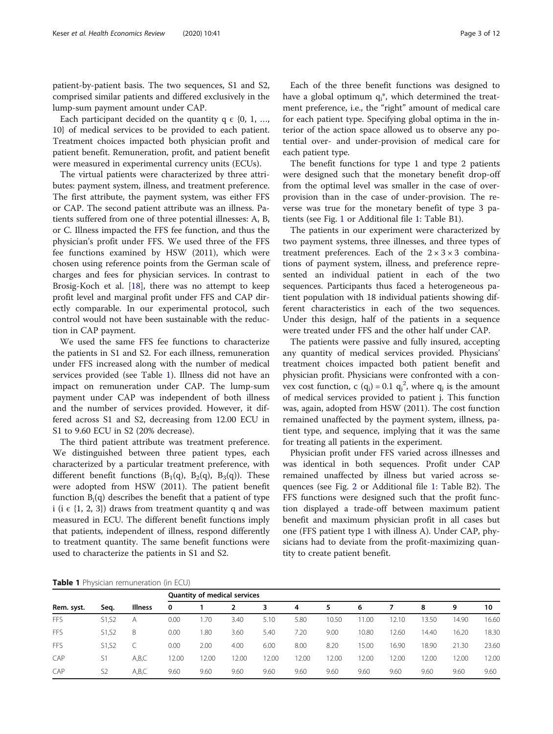patient-by-patient basis. The two sequences, S1 and S2, comprised similar patients and differed exclusively in the lump-sum payment amount under CAP.

Each participant decided on the quantity $q \in \{0, 1, \ldots, 10\}$ of medical services to be provided to each patient. Treatment choices impacted both physician profit and patient benefit. Remuneration, profit, and patient benefit were measured in experimental currency units (ECUs).

The virtual patients were characterized by three attributes: payment system, illness, and treatment preference. The first attribute, the payment system, was either FFS or CAP. The second patient attribute was an illness. Patients suffered from one of three potential illnesses: A, B, or C. Illness impacted the FFS fee function, and thus the physician's profit under FFS. We used three of the FFS fee functions examined by HSW (2011), which were chosen using reference points from the German scale of charges and fees for physician services. In contrast to Brosig-Koch et al. [18], there was no attempt to keep profit level and marginal profit under FFS and CAP directly comparable. In our experimental protocol, such control would not have been sustainable with the reduction in CAP payment.

We used the same FFS fee functions to characterize the patients in S1 and S2. For each illness, remuneration under FFS increased along with the number of medical services provided (see Table 1). Illness did not have an impact on remuneration under CAP. The lump-sum payment under CAP was independent of both illness and the number of services provided. However, it differed across S1 and S2, decreasing from 12.00 ECU in S1 to 9.60 ECU in S2 (20% decrease).

The third patient attribute was treatment preference. We distinguished between three patient types, each characterized by a particular treatment preference, with different benefit functions ($B_1(q)$, $B_2(q)$, $B_3(q)$). These were adopted from HSW (2011). The patient benefit function $B_i(q)$ describes the benefit that a patient of type i ($i \in \{1, 2, 3\}$) draws from treatment quantity q and was measured in ECU. The different benefit functions imply that patients, independent of illness, respond differently to treatment quantity. The same benefit functions were used to characterize the patients in S1 and S2.

Each of the three benefit functions was designed to have a global optimum $q_i^*$, which determined the treatment preference, i.e., the "right" amount of medical care for each patient type. Specifying global optima in the interior of the action space allowed us to observe any potential over- and under-provision of medical care for each patient type.

The benefit functions for type 1 and type 2 patients were designed such that the monetary benefit drop-off from the optimal level was smaller in the case of over-provision than in the case of under-provision. The reverse was true for the monetary benefit of type 3 patients (see Fig. 1 or Additional file 1: Table B1).

The patients in our experiment were characterized by two payment systems, three illnesses, and three types of treatment preferences. Each of the $2 \times 3 \times 3$ combinations of payment system, illness, and preference represented an individual patient in each of the two sequences. Participants thus faced a heterogeneous patient population with 18 individual patients showing different characteristics in each of the two sequences. Under this design, half of the patients in a sequence were treated under FFS and the other half under CAP.

The patients were passive and fully insured, accepting any quantity of medical services provided. Physicians' treatment choices impacted both patient benefit and physician profit. Physicians were confronted with a convex cost function, $c\,(q_j) = 0.1\,q_j^2$, where $q_j$ is the amount of medical services provided to patient j. This function was, again, adopted from HSW (2011). The cost function remained unaffected by the payment system, illness, patient type, and sequence, implying that it was the same for treating all patients in the experiment.

Physician profit under FFS varied across illnesses and was identical in both sequences. Profit under CAP remained unaffected by illness but varied across sequences (see Fig. 2 or Additional file 1: Table B2). The FFS functions were designed such that the profit function displayed a trade-off between maximum patient benefit and maximum physician profit in all cases but one (FFS patient type 1 with illness A). Under CAP, physicians had to deviate from the profit-maximizing quantity to create patient benefit.

**Table 1** Physician remuneration (in ECU)

| | | | Quantity of medical services | | | | | | | | | | |
|---|---|---|---|---|---|---|---|---|---|---|---|---|---|
| Rem. syst. | Seq. | Illness | 0 | 1 | 2 | 3 | 4 | 5 | 6 | 7 | 8 | 9 | 10 |
| FFS | S1,S2 | A | 0.00 | 1.70 | 3.40 | 5.10 | 5.80 | 10.50 | 11.00 | 12.10 | 13.50 | 14.90 | 16.60 |
| FFS | S1,S2 | B | 0.00 | 1.80 | 3.60 | 5.40 | 7.20 | 9.00 | 10.80 | 12.60 | 14.40 | 16.20 | 18.30 |
| FFS | S1,S2 | C | 0.00 | 2.00 | 4.00 | 6.00 | 8.00 | 8.20 | 15.00 | 16.90 | 18.90 | 21.30 | 23.60 |
| CAP | S1 | A,B,C | 12.00 | 12.00 | 12.00 | 12.00 | 12.00 | 12.00 | 12.00 | 12.00 | 12.00 | 12.00 | 12.00 |
| CAP | S2 | A,B,C | 9.60 | 9.60 | 9.60 | 9.60 | 9.60 | 9.60 | 9.60 | 9.60 | 9.60 | 9.60 | 9.60 |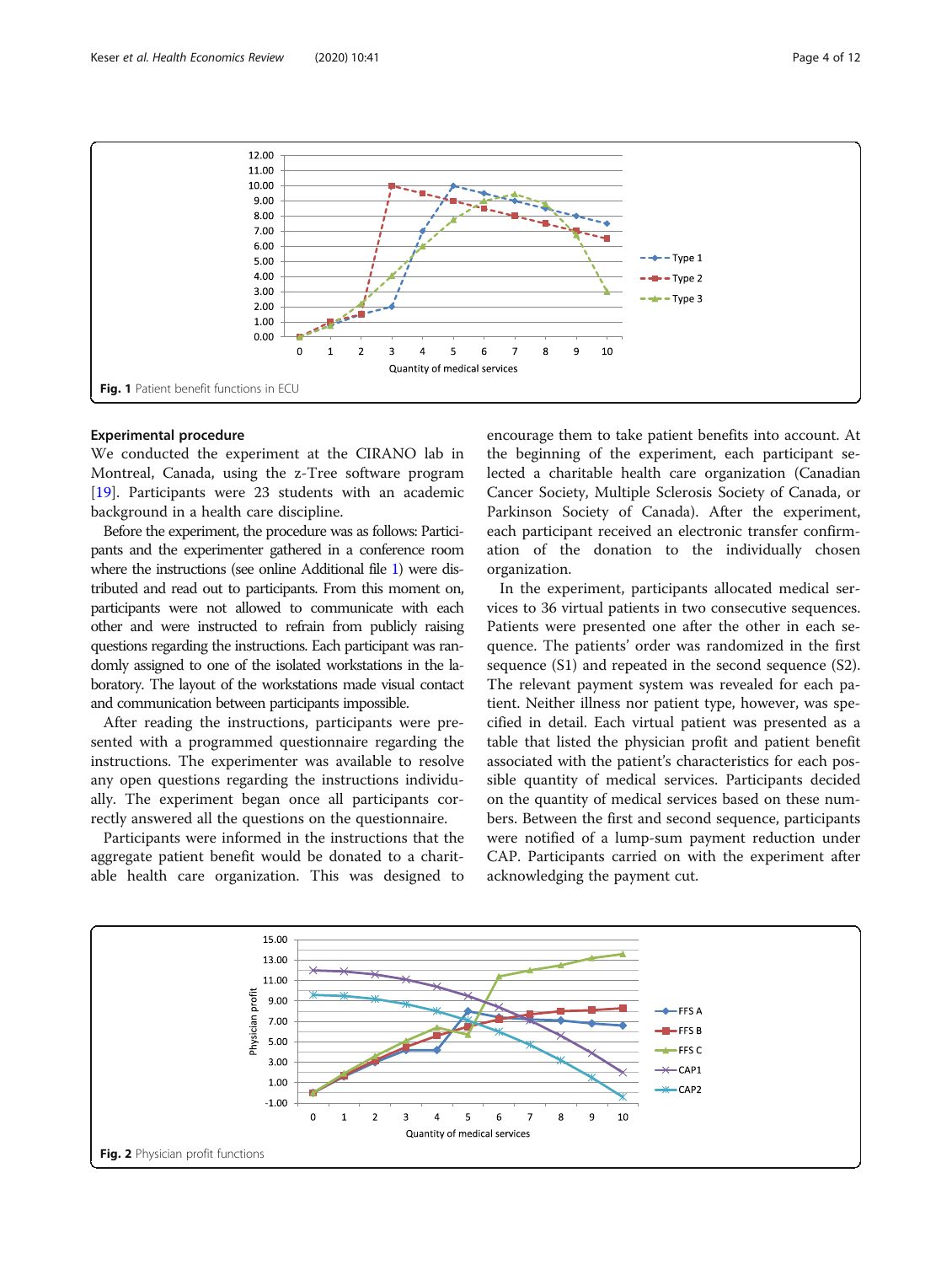Fig. 1 Patient benefit functions in ECU

### Experimental procedure

We conducted the experiment at the CIRANO lab in Montreal, Canada, using the z-Tree software program [19]. Participants were 23 students with an academic background in a health care discipline.

Before the experiment, the procedure was as follows: Participants and the experimenter gathered in a conference room where the instructions (see online Additional file 1) were distributed and read out to participants. From this moment on, participants were not allowed to communicate with each other and were instructed to refrain from publicly raising questions regarding the instructions. Each participant was randomly assigned to one of the isolated workstations in the laboratory. The layout of the workstations made visual contact and communication between participants impossible.

After reading the instructions, participants were presented with a programmed questionnaire regarding the instructions. The experimenter was available to resolve any open questions regarding the instructions individually. The experiment began once all participants correctly answered all the questions on the questionnaire.

Participants were informed in the instructions that the aggregate patient benefit would be donated to a charitable health care organization. This was designed to encourage them to take patient benefits into account. At the beginning of the experiment, each participant selected a charitable health care organization (Canadian Cancer Society, Multiple Sclerosis Society of Canada, or Parkinson Society of Canada). After the experiment, each participant received an electronic transfer confirmation of the donation to the individually chosen organization.

In the experiment, participants allocated medical services to 36 virtual patients in two consecutive sequences. Patients were presented one after the other in each sequence. The patients' order was randomized in the first sequence (S1) and repeated in the second sequence (S2). The relevant payment system was revealed for each patient. Neither illness nor patient type, however, was specified in detail. Each virtual patient was presented as a table that listed the physician profit and patient benefit associated with the patient's characteristics for each possible quantity of medical services. Participants decided on the quantity of medical services based on these numbers. Between the first and second sequence, participants were notified of a lump-sum payment reduction under CAP. Participants carried on with the experiment after acknowledging the payment cut.

Fig. 2 Physician profit functions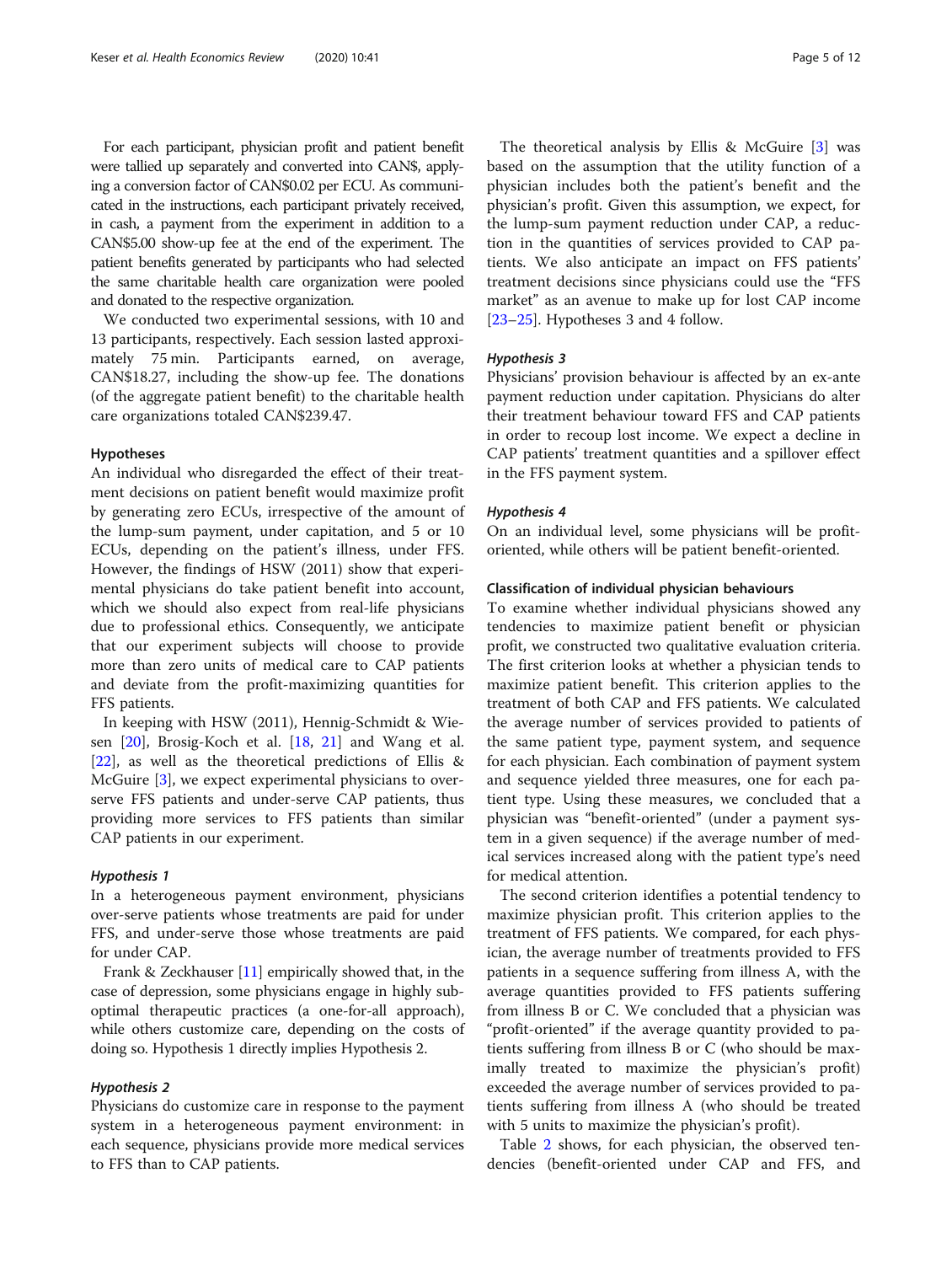For each participant, physician profit and patient benefit were tallied up separately and converted into CAN$, applying a conversion factor of CAN$0.02 per ECU. As communicated in the instructions, each participant privately received, in cash, a payment from the experiment in addition to a CAN$5.00 show-up fee at the end of the experiment. The patient benefits generated by participants who had selected the same charitable health care organization were pooled and donated to the respective organization.

We conducted two experimental sessions, with 10 and 13 participants, respectively. Each session lasted approximately 75 min. Participants earned, on average, CAN$18.27, including the show-up fee. The donations (of the aggregate patient benefit) to the charitable health care organizations totaled CAN$239.47.

### Hypotheses

An individual who disregarded the effect of their treatment decisions on patient benefit would maximize profit by generating zero ECUs, irrespective of the amount of the lump-sum payment, under capitation, and 5 or 10 ECUs, depending on the patient's illness, under FFS. However, the findings of HSW (2011) show that experimental physicians do take patient benefit into account, which we should also expect from real-life physicians due to professional ethics. Consequently, we anticipate that our experiment subjects will choose to provide more than zero units of medical care to CAP patients and deviate from the profit-maximizing quantities for FFS patients.

In keeping with HSW (2011), Hennig-Schmidt & Wiesen [20], Brosig-Koch et al. [18, 21] and Wang et al. [22], as well as the theoretical predictions of Ellis & McGuire [3], we expect experimental physicians to over-serve FFS patients and under-serve CAP patients, thus providing more services to FFS patients than similar CAP patients in our experiment.

#### *Hypothesis 1*

In a heterogeneous payment environment, physicians over-serve patients whose treatments are paid for under FFS, and under-serve those whose treatments are paid for under CAP.

Frank & Zeckhauser [11] empirically showed that, in the case of depression, some physicians engage in highly suboptimal therapeutic practices (a one-for-all approach), while others customize care, depending on the costs of doing so. Hypothesis 1 directly implies Hypothesis 2.

#### *Hypothesis 2*

Physicians do customize care in response to the payment system in a heterogeneous payment environment: in each sequence, physicians provide more medical services to FFS than to CAP patients.

The theoretical analysis by Ellis & McGuire [3] was based on the assumption that the utility function of a physician includes both the patient's benefit and the physician's profit. Given this assumption, we expect, for the lump-sum payment reduction under CAP, a reduction in the quantities of services provided to CAP patients. We also anticipate an impact on FFS patients' treatment decisions since physicians could use the "FFS market" as an avenue to make up for lost CAP income [23–25]. Hypotheses 3 and 4 follow.

#### *Hypothesis 3*

Physicians' provision behaviour is affected by an ex-ante payment reduction under capitation. Physicians do alter their treatment behaviour toward FFS and CAP patients in order to recoup lost income. We expect a decline in CAP patients' treatment quantities and a spillover effect in the FFS payment system.

#### *Hypothesis 4*

On an individual level, some physicians will be profit-oriented, while others will be patient benefit-oriented.

### Classification of individual physician behaviours

To examine whether individual physicians showed any tendencies to maximize patient benefit or physician profit, we constructed two qualitative evaluation criteria. The first criterion looks at whether a physician tends to maximize patient benefit. This criterion applies to the treatment of both CAP and FFS patients. We calculated the average number of services provided to patients of the same patient type, payment system, and sequence for each physician. Each combination of payment system and sequence yielded three measures, one for each patient type. Using these measures, we concluded that a physician was "benefit-oriented" (under a payment system in a given sequence) if the average number of medical services increased along with the patient type's need for medical attention.

The second criterion identifies a potential tendency to maximize physician profit. This criterion applies to the treatment of FFS patients. We compared, for each physician, the average number of treatments provided to FFS patients in a sequence suffering from illness A, with the average quantities provided to FFS patients suffering from illness B or C. We concluded that a physician was "profit-oriented" if the average quantity provided to patients suffering from illness B or C (who should be maximally treated to maximize the physician's profit) exceeded the average number of services provided to patients suffering from illness A (who should be treated with 5 units to maximize the physician's profit).

Table 2 shows, for each physician, the observed tendencies (benefit-oriented under CAP and FFS, and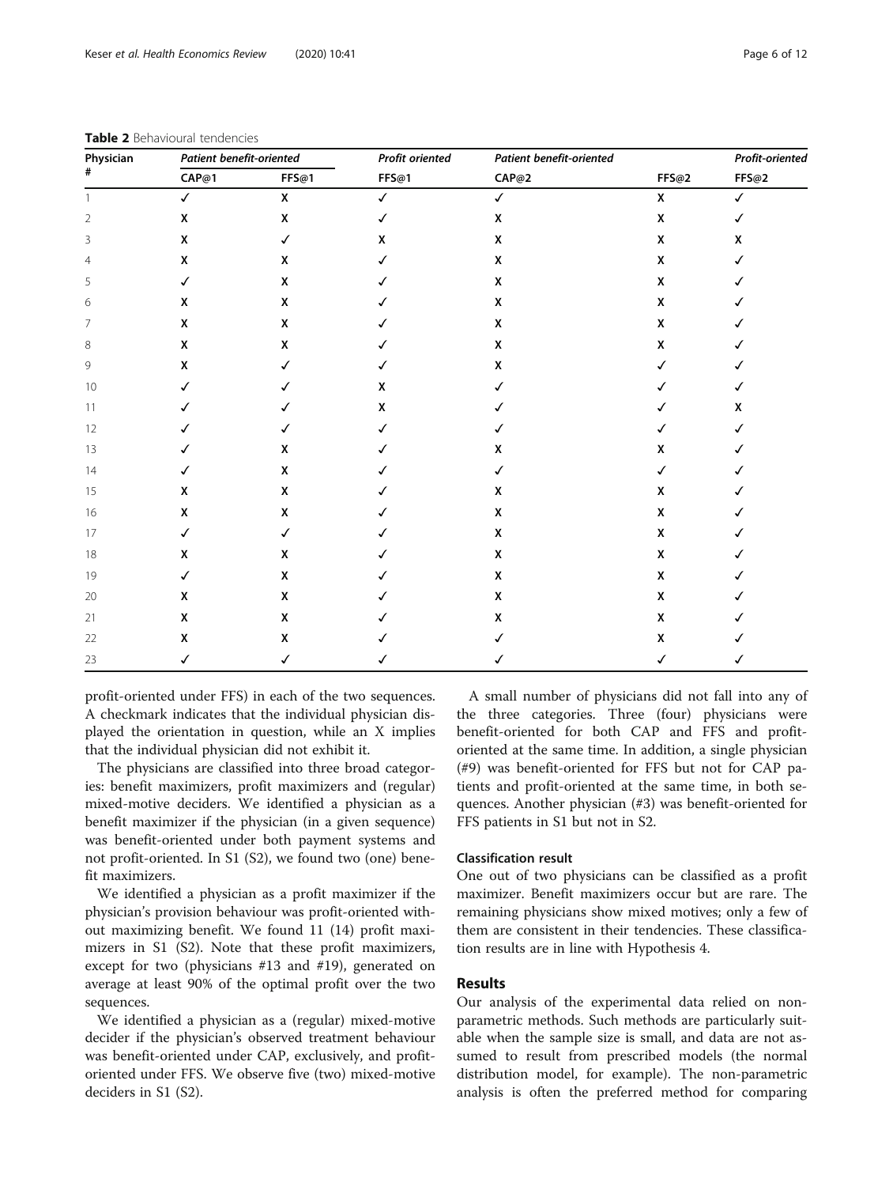**Table 2** Behavioural tendencies

| Physician # | *Patient benefit-oriented* | | *Profit oriented* | *Patient benefit-oriented* | | *Profit-oriented* |
|---|---|---|---|---|---|---|
| | **CAP@1** | **FFS@1** | **FFS@1** | **CAP@2** | **FFS@2** | **FFS@2** |
| 1 | ✓ | X | ✓ | ✓ | X | ✓ |
| 2 | X | X | ✓ | X | X | ✓ |
| 3 | X | ✓ | X | X | X | X |
| 4 | X | X | ✓ | X | X | ✓ |
| 5 | ✓ | X | ✓ | X | X | ✓ |
| 6 | X | X | ✓ | X | X | ✓ |
| 7 | X | X | ✓ | X | X | ✓ |
| 8 | X | X | ✓ | X | X | ✓ |
| 9 | X | ✓ | ✓ | X | ✓ | ✓ |
| 10 | ✓ | ✓ | X | ✓ | ✓ | ✓ |
| 11 | ✓ | ✓ | X | ✓ | ✓ | X |
| 12 | ✓ | ✓ | ✓ | ✓ | ✓ | ✓ |
| 13 | ✓ | X | ✓ | X | X | ✓ |
| 14 | ✓ | X | ✓ | ✓ | ✓ | ✓ |
| 15 | X | X | ✓ | X | X | ✓ |
| 16 | X | X | ✓ | X | X | ✓ |
| 17 | ✓ | ✓ | ✓ | X | X | ✓ |
| 18 | X | X | ✓ | X | X | ✓ |
| 19 | ✓ | X | ✓ | X | X | ✓ |
| 20 | X | X | ✓ | X | X | ✓ |
| 21 | X | X | ✓ | X | X | ✓ |
| 22 | X | X | ✓ | ✓ | X | ✓ |
| 23 | ✓ | ✓ | ✓ | ✓ | ✓ | ✓ |

profit-oriented under FFS) in each of the two sequences. A checkmark indicates that the individual physician displayed the orientation in question, while an X implies that the individual physician did not exhibit it.

The physicians are classified into three broad categories: benefit maximizers, profit maximizers and (regular) mixed-motive deciders. We identified a physician as a benefit maximizer if the physician (in a given sequence) was benefit-oriented under both payment systems and not profit-oriented. In S1 (S2), we found two (one) benefit maximizers.

We identified a physician as a profit maximizer if the physician's provision behaviour was profit-oriented without maximizing benefit. We found 11 (14) profit maximizers in S1 (S2). Note that these profit maximizers, except for two (physicians #13 and #19), generated on average at least 90% of the optimal profit over the two sequences.

We identified a physician as a (regular) mixed-motive decider if the physician's observed treatment behaviour was benefit-oriented under CAP, exclusively, and profit-oriented under FFS. We observe five (two) mixed-motive deciders in S1 (S2).

A small number of physicians did not fall into any of the three categories. Three (four) physicians were benefit-oriented for both CAP and FFS and profit-oriented at the same time. In addition, a single physician (#9) was benefit-oriented for FFS but not for CAP patients and profit-oriented at the same time, in both sequences. Another physician (#3) was benefit-oriented for FFS patients in S1 but not in S2.

#### Classification result

One out of two physicians can be classified as a profit maximizer. Benefit maximizers occur but are rare. The remaining physicians show mixed motives; only a few of them are consistent in their tendencies. These classification results are in line with Hypothesis 4.

## Results

Our analysis of the experimental data relied on non-parametric methods. Such methods are particularly suitable when the sample size is small, and data are not assumed to result from prescribed models (the normal distribution model, for example). The non-parametric analysis is often the preferred method for comparing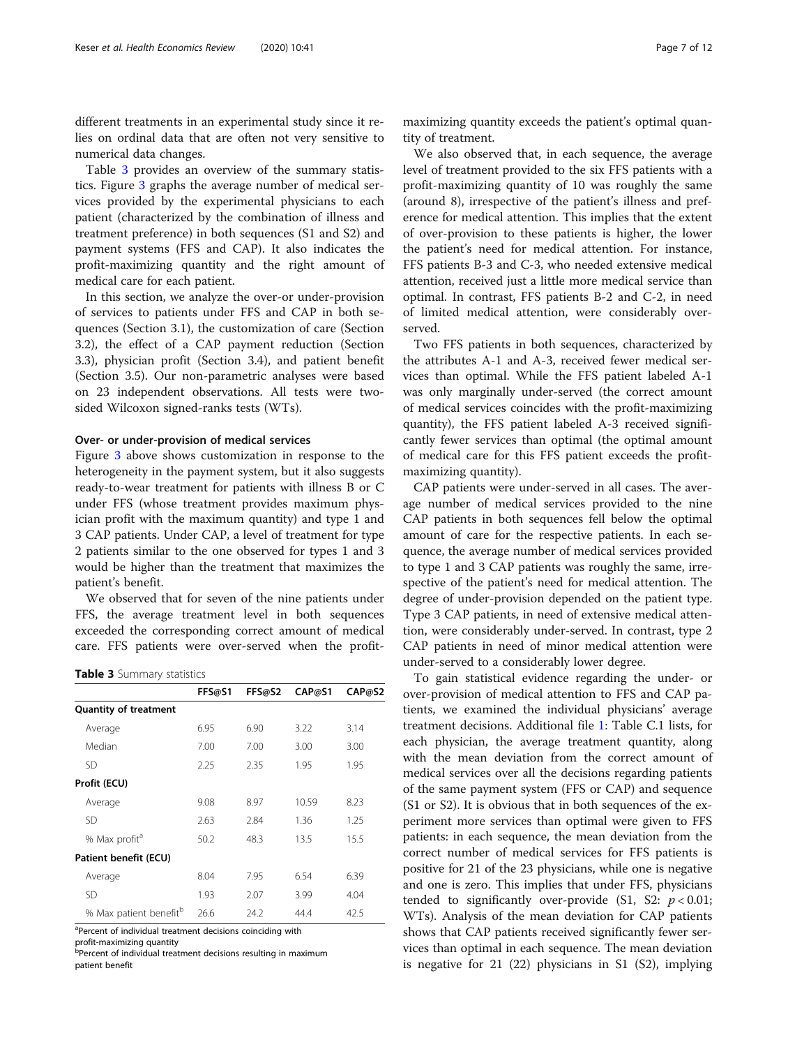different treatments in an experimental study since it relies on ordinal data that are often not very sensitive to numerical data changes.

Table 3 provides an overview of the summary statistics. Figure 3 graphs the average number of medical services provided by the experimental physicians to each patient (characterized by the combination of illness and treatment preference) in both sequences (S1 and S2) and payment systems (FFS and CAP). It also indicates the profit-maximizing quantity and the right amount of medical care for each patient.

In this section, we analyze the over-or under-provision of services to patients under FFS and CAP in both sequences (Section 3.1), the customization of care (Section 3.2), the effect of a CAP payment reduction (Section 3.3), physician profit (Section 3.4), and patient benefit (Section 3.5). Our non-parametric analyses were based on 23 independent observations. All tests were two-sided Wilcoxon signed-ranks tests (WTs).

### Over- or under-provision of medical services

Figure 3 above shows customization in response to the heterogeneity in the payment system, but it also suggests ready-to-wear treatment for patients with illness B or C under FFS (whose treatment provides maximum physician profit with the maximum quantity) and type 1 and 3 CAP patients. Under CAP, a level of treatment for type 2 patients similar to the one observed for types 1 and 3 would be higher than the treatment that maximizes the patient's benefit.

We observed that for seven of the nine patients under FFS, the average treatment level in both sequences exceeded the corresponding correct amount of medical care. FFS patients were over-served when the profit-maximizing quantity exceeds the patient's optimal quantity of treatment.

**Table 3** Summary statistics

| | FFS@S1 | FFS@S2 | CAP@S1 | CAP@S2 |
|---|---|---|---|---|
| **Quantity of treatment** | | | | |
| Average | 6.95 | 6.90 | 3.22 | 3.14 |
| Median | 7.00 | 7.00 | 3.00 | 3.00 |
| SD | 2.25 | 2.35 | 1.95 | 1.95 |
| **Profit (ECU)** | | | | |
| Average | 9.08 | 8.97 | 10.59 | 8.23 |
| SD | 2.63 | 2.84 | 1.36 | 1.25 |
| % Max profit[a] | 50.2 | 48.3 | 13.5 | 15.5 |
| **Patient benefit (ECU)** | | | | |
| Average | 8.04 | 7.95 | 6.54 | 6.39 |
| SD | 1.93 | 2.07 | 3.99 | 4.04 |
| % Max patient benefit[b] | 26.6 | 24.2 | 44.4 | 42.5 |

[a]Percent of individual treatment decisions coinciding with profit-maximizing quantity
[b]Percent of individual treatment decisions resulting in maximum patient benefit

We also observed that, in each sequence, the average level of treatment provided to the six FFS patients with a profit-maximizing quantity of 10 was roughly the same (around 8), irrespective of the patient's illness and preference for medical attention. This implies that the extent of over-provision to these patients is higher, the lower the patient's need for medical attention. For instance, FFS patients B-3 and C-3, who needed extensive medical attention, received just a little more medical service than optimal. In contrast, FFS patients B-2 and C-2, in need of limited medical attention, were considerably over-served.

Two FFS patients in both sequences, characterized by the attributes A-1 and A-3, received fewer medical services than optimal. While the FFS patient labeled A-1 was only marginally under-served (the correct amount of medical services coincides with the profit-maximizing quantity), the FFS patient labeled A-3 received significantly fewer services than optimal (the optimal amount of medical care for this FFS patient exceeds the profit-maximizing quantity).

CAP patients were under-served in all cases. The average number of medical services provided to the nine CAP patients in both sequences fell below the optimal amount of care for the respective patients. In each sequence, the average number of medical services provided to type 1 and 3 CAP patients was roughly the same, irrespective of the patient's need for medical attention. The degree of under-provision depended on the patient type. Type 3 CAP patients, in need of extensive medical attention, were considerably under-served. In contrast, type 2 CAP patients in need of minor medical attention were under-served to a considerably lower degree.

To gain statistical evidence regarding the under- or over-provision of medical attention to FFS and CAP patients, we examined the individual physicians' average treatment decisions. Additional file 1: Table C.1 lists, for each physician, the average treatment quantity, along with the mean deviation from the correct amount of medical services over all the decisions regarding patients of the same payment system (FFS or CAP) and sequence (S1 or S2). It is obvious that in both sequences of the experiment more services than optimal were given to FFS patients: in each sequence, the mean deviation from the correct number of medical services for FFS patients is positive for 21 of the 23 physicians, while one is negative and one is zero. This implies that under FFS, physicians tended to significantly over-provide (S1, S2: $p < 0.01$; WTs). Analysis of the mean deviation for CAP patients shows that CAP patients received significantly fewer services than optimal in each sequence. The mean deviation is negative for 21 (22) physicians in S1 (S2), implying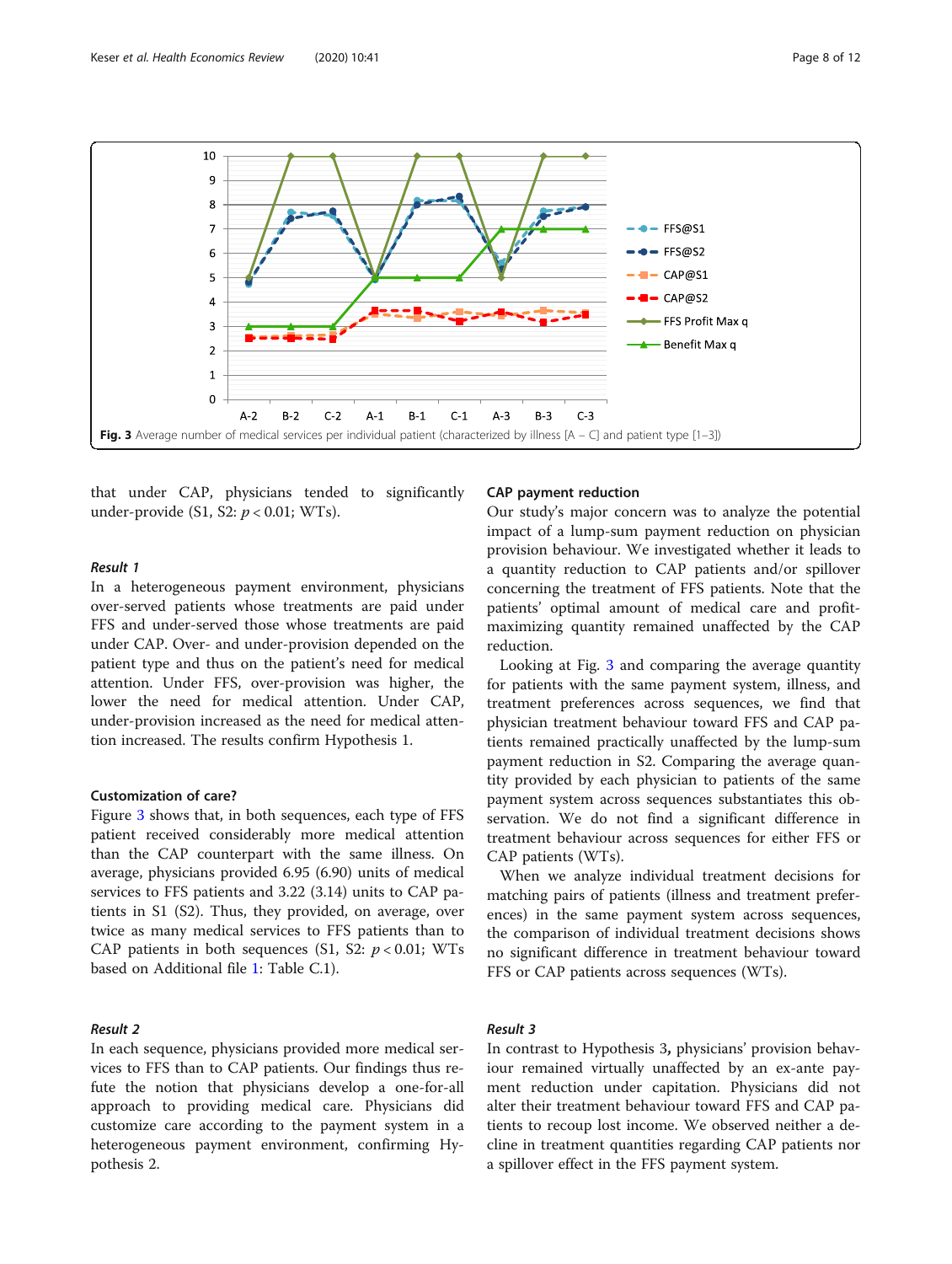Fig. 3 Average number of medical services per individual patient (characterized by illness [A – C] and patient type [1–3])

that under CAP, physicians tended to significantly under-provide (S1, S2: $p < 0.01$; WTs).

### *Result 1*

In a heterogeneous payment environment, physicians over-served patients whose treatments are paid under FFS and under-served those whose treatments are paid under CAP. Over- and under-provision depended on the patient type and thus on the patient's need for medical attention. Under FFS, over-provision was higher, the lower the need for medical attention. Under CAP, under-provision increased as the need for medical attention increased. The results confirm Hypothesis 1.

### Customization of care?

Figure 3 shows that, in both sequences, each type of FFS patient received considerably more medical attention than the CAP counterpart with the same illness. On average, physicians provided 6.95 (6.90) units of medical services to FFS patients and 3.22 (3.14) units to CAP patients in S1 (S2). Thus, they provided, on average, over twice as many medical services to FFS patients than to CAP patients in both sequences (S1, S2: $p < 0.01$; WTs based on Additional file 1: Table C.1).

### *Result 2*

In each sequence, physicians provided more medical services to FFS than to CAP patients. Our findings thus refute the notion that physicians develop a one-for-all approach to providing medical care. Physicians did customize care according to the payment system in a heterogeneous payment environment, confirming Hypothesis 2.

### CAP payment reduction

Our study's major concern was to analyze the potential impact of a lump-sum payment reduction on physician provision behaviour. We investigated whether it leads to a quantity reduction to CAP patients and/or spillover concerning the treatment of FFS patients. Note that the patients' optimal amount of medical care and profit-maximizing quantity remained unaffected by the CAP reduction.

Looking at Fig. 3 and comparing the average quantity for patients with the same payment system, illness, and treatment preferences across sequences, we find that physician treatment behaviour toward FFS and CAP patients remained practically unaffected by the lump-sum payment reduction in S2. Comparing the average quantity provided by each physician to patients of the same payment system across sequences substantiates this observation. We do not find a significant difference in treatment behaviour across sequences for either FFS or CAP patients (WTs).

When we analyze individual treatment decisions for matching pairs of patients (illness and treatment preferences) in the same payment system across sequences, the comparison of individual treatment decisions shows no significant difference in treatment behaviour toward FFS or CAP patients across sequences (WTs).

### *Result 3*

In contrast to Hypothesis 3**,** physicians' provision behaviour remained virtually unaffected by an ex-ante payment reduction under capitation. Physicians did not alter their treatment behaviour toward FFS and CAP patients to recoup lost income. We observed neither a decline in treatment quantities regarding CAP patients nor a spillover effect in the FFS payment system.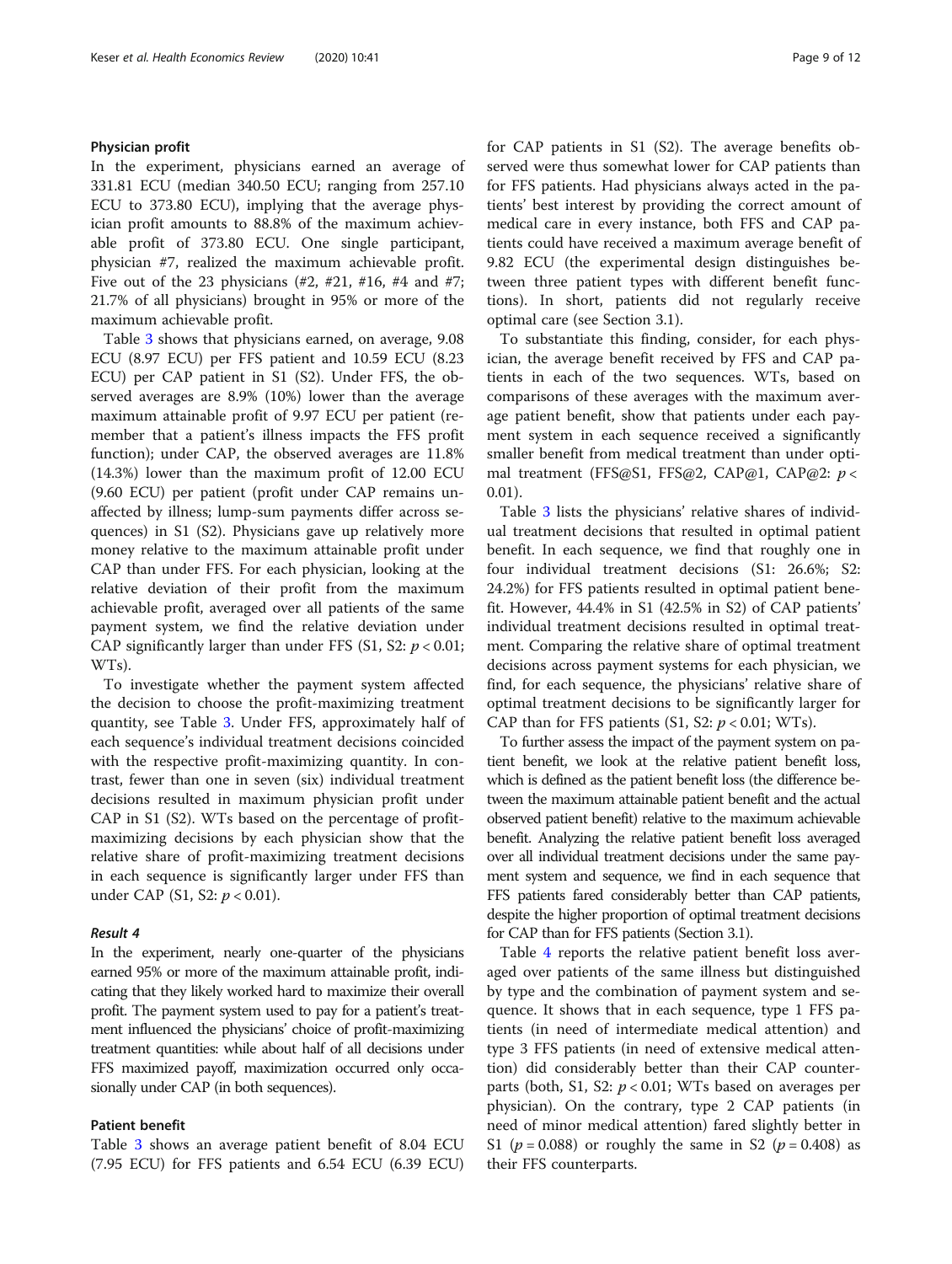### Physician profit

In the experiment, physicians earned an average of 331.81 ECU (median 340.50 ECU; ranging from 257.10 ECU to 373.80 ECU), implying that the average physician profit amounts to 88.8% of the maximum achievable profit of 373.80 ECU. One single participant, physician #7, realized the maximum achievable profit. Five out of the 23 physicians (#2, #21, #16, #4 and #7; 21.7% of all physicians) brought in 95% or more of the maximum achievable profit.

Table 3 shows that physicians earned, on average, 9.08 ECU (8.97 ECU) per FFS patient and 10.59 ECU (8.23 ECU) per CAP patient in S1 (S2). Under FFS, the observed averages are 8.9% (10%) lower than the average maximum attainable profit of 9.97 ECU per patient (remember that a patient's illness impacts the FFS profit function); under CAP, the observed averages are 11.8% (14.3%) lower than the maximum profit of 12.00 ECU (9.60 ECU) per patient (profit under CAP remains unaffected by illness; lump-sum payments differ across sequences) in S1 (S2). Physicians gave up relatively more money relative to the maximum attainable profit under CAP than under FFS. For each physician, looking at the relative deviation of their profit from the maximum achievable profit, averaged over all patients of the same payment system, we find the relative deviation under CAP significantly larger than under FFS (S1, S2: $p < 0.01$; WTs).

To investigate whether the payment system affected the decision to choose the profit-maximizing treatment quantity, see Table 3. Under FFS, approximately half of each sequence's individual treatment decisions coincided with the respective profit-maximizing quantity. In contrast, fewer than one in seven (six) individual treatment decisions resulted in maximum physician profit under CAP in S1 (S2). WTs based on the percentage of profit-maximizing decisions by each physician show that the relative share of profit-maximizing treatment decisions in each sequence is significantly larger under FFS than under CAP (S1, S2: $p < 0.01$).

#### *Result 4*

In the experiment, nearly one-quarter of the physicians earned 95% or more of the maximum attainable profit, indicating that they likely worked hard to maximize their overall profit. The payment system used to pay for a patient's treatment influenced the physicians' choice of profit-maximizing treatment quantities: while about half of all decisions under FFS maximized payoff, maximization occurred only occasionally under CAP (in both sequences).

### Patient benefit

Table 3 shows an average patient benefit of 8.04 ECU (7.95 ECU) for FFS patients and 6.54 ECU (6.39 ECU) for CAP patients in S1 (S2). The average benefits observed were thus somewhat lower for CAP patients than for FFS patients. Had physicians always acted in the patients' best interest by providing the correct amount of medical care in every instance, both FFS and CAP patients could have received a maximum average benefit of 9.82 ECU (the experimental design distinguishes between three patient types with different benefit functions). In short, patients did not regularly receive optimal care (see Section 3.1).

To substantiate this finding, consider, for each physician, the average benefit received by FFS and CAP patients in each of the two sequences. WTs, based on comparisons of these averages with the maximum average patient benefit, show that patients under each payment system in each sequence received a significantly smaller benefit from medical treatment than under optimal treatment (FFS@S1, FFS@2, CAP@1, CAP@2: $p < 0.01$).

Table 3 lists the physicians' relative shares of individual treatment decisions that resulted in optimal patient benefit. In each sequence, we find that roughly one in four individual treatment decisions (S1: 26.6%; S2: 24.2%) for FFS patients resulted in optimal patient benefit. However, 44.4% in S1 (42.5% in S2) of CAP patients' individual treatment decisions resulted in optimal treatment. Comparing the relative share of optimal treatment decisions across payment systems for each physician, we find, for each sequence, the physicians' relative share of optimal treatment decisions to be significantly larger for CAP than for FFS patients (S1, S2: $p < 0.01$; WTs).

To further assess the impact of the payment system on patient benefit, we look at the relative patient benefit loss, which is defined as the patient benefit loss (the difference between the maximum attainable patient benefit and the actual observed patient benefit) relative to the maximum achievable benefit. Analyzing the relative patient benefit loss averaged over all individual treatment decisions under the same payment system and sequence, we find in each sequence that FFS patients fared considerably better than CAP patients, despite the higher proportion of optimal treatment decisions for CAP than for FFS patients (Section 3.1).

Table 4 reports the relative patient benefit loss averaged over patients of the same illness but distinguished by type and the combination of payment system and sequence. It shows that in each sequence, type 1 FFS patients (in need of intermediate medical attention) and type 3 FFS patients (in need of extensive medical attention) did considerably better than their CAP counterparts (both, S1, S2: $p < 0.01$; WTs based on averages per physician). On the contrary, type 2 CAP patients (in need of minor medical attention) fared slightly better in S1 ($p = 0.088$) or roughly the same in S2 ($p = 0.408$) as their FFS counterparts.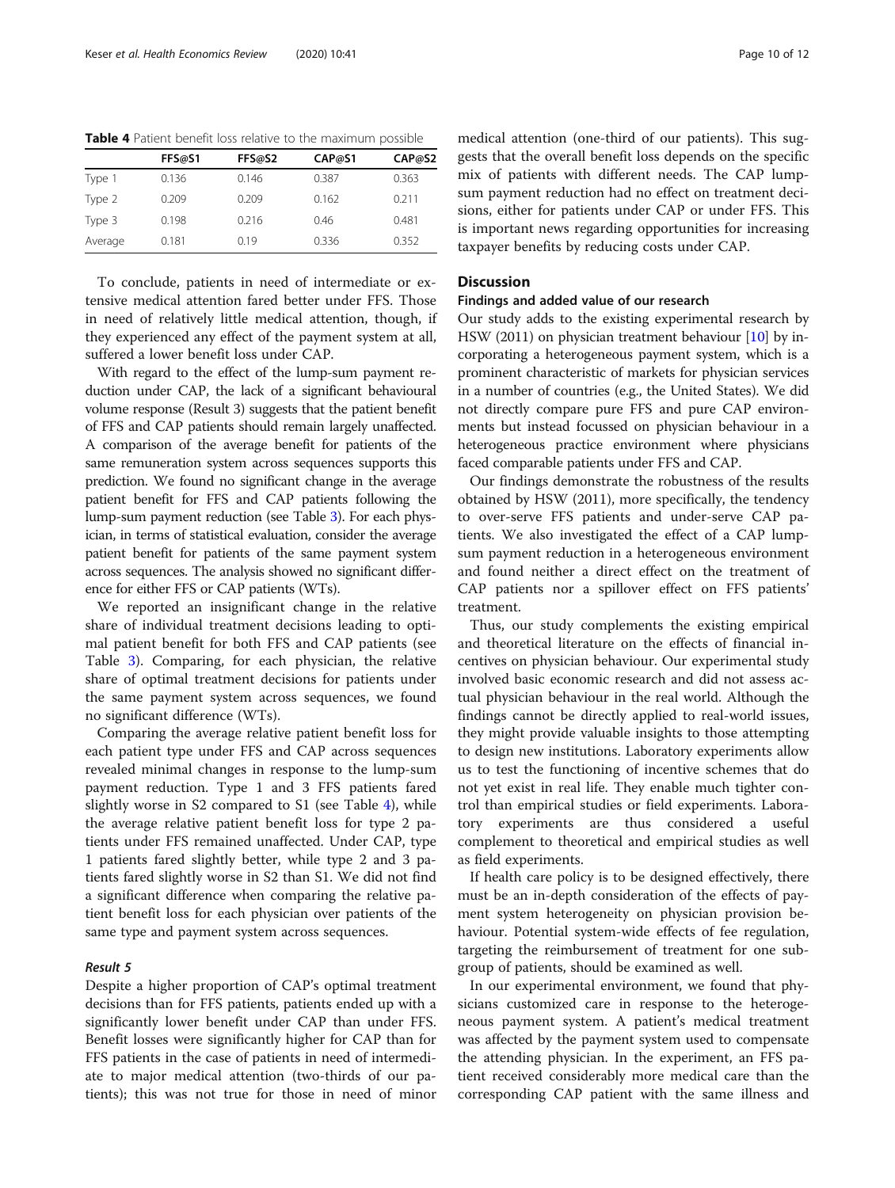**Table 4** Patient benefit loss relative to the maximum possible

| | FFS@S1 | FFS@S2 | CAP@S1 | CAP@S2 |
|---|---|---|---|---|
| Type 1 | 0.136 | 0.146 | 0.387 | 0.363 |
| Type 2 | 0.209 | 0.209 | 0.162 | 0.211 |
| Type 3 | 0.198 | 0.216 | 0.46 | 0.481 |
| Average | 0.181 | 0.19 | 0.336 | 0.352 |

To conclude, patients in need of intermediate or extensive medical attention fared better under FFS. Those in need of relatively little medical attention, though, if they experienced any effect of the payment system at all, suffered a lower benefit loss under CAP.

With regard to the effect of the lump-sum payment reduction under CAP, the lack of a significant behavioural volume response (Result 3) suggests that the patient benefit of FFS and CAP patients should remain largely unaffected. A comparison of the average benefit for patients of the same remuneration system across sequences supports this prediction. We found no significant change in the average patient benefit for FFS and CAP patients following the lump-sum payment reduction (see Table 3). For each physician, in terms of statistical evaluation, consider the average patient benefit for patients of the same payment system across sequences. The analysis showed no significant difference for either FFS or CAP patients (WTs).

We reported an insignificant change in the relative share of individual treatment decisions leading to optimal patient benefit for both FFS and CAP patients (see Table 3). Comparing, for each physician, the relative share of optimal treatment decisions for patients under the same payment system across sequences, we found no significant difference (WTs).

Comparing the average relative patient benefit loss for each patient type under FFS and CAP across sequences revealed minimal changes in response to the lump-sum payment reduction. Type 1 and 3 FFS patients fared slightly worse in S2 compared to S1 (see Table 4), while the average relative patient benefit loss for type 2 patients under FFS remained unaffected. Under CAP, type 1 patients fared slightly better, while type 2 and 3 patients fared slightly worse in S2 than S1. We did not find a significant difference when comparing the relative patient benefit loss for each physician over patients of the same type and payment system across sequences.

#### *Result 5*

Despite a higher proportion of CAP's optimal treatment decisions than for FFS patients, patients ended up with a significantly lower benefit under CAP than FFS. Benefit losses were significantly higher for CAP than for FFS patients in the case of patients in need of intermediate to major medical attention (two-thirds of our patients); this was not true for those in need of minor medical attention (one-third of our patients). This suggests that the overall benefit loss depends on the specific mix of patients with different needs. The CAP lump-sum payment reduction had no effect on treatment decisions, either for patients under CAP or under FFS. This is important news regarding opportunities for increasing taxpayer benefits by reducing costs under CAP.

## Discussion

### Findings and added value of our research

Our study adds to the existing experimental research by HSW (2011) on physician treatment behaviour [10] by incorporating a heterogeneous payment system, which is a prominent characteristic of markets for physician services in a number of countries (e.g., the United States). We did not directly compare pure FFS and pure CAP environments but instead focussed on physician behaviour in a heterogeneous practice environment where physicians faced comparable patients under FFS and CAP.

Our findings demonstrate the robustness of the results obtained by HSW (2011), more specifically, the tendency to over-serve FFS patients and under-serve CAP patients. We also investigated the effect of a CAP lump-sum payment reduction in a heterogeneous environment and found neither a direct effect on the treatment of CAP patients nor a spillover effect on FFS patients' treatment.

Thus, our study complements the existing empirical and theoretical literature on the effects of financial incentives on physician behaviour. Our experimental study involved basic economic research and did not assess actual physician behaviour in the real world. Although the findings cannot be directly applied to real-world issues, they might provide valuable insights to those attempting to design new institutions. Laboratory experiments allow us to test the functioning of incentive schemes that do not yet exist in real life. They enable much tighter control than empirical studies or field experiments. Laboratory experiments are thus considered a useful complement to theoretical and empirical studies as well as field experiments.

If health care policy is to be designed effectively, there must be an in-depth consideration of the effects of payment system heterogeneity on physician provision behaviour. Potential system-wide effects of fee regulation, targeting the reimbursement of treatment for one subgroup of patients, should be examined as well.

In our experimental environment, we found that physicians customized care in response to the heterogeneous payment system. A patient's medical treatment was affected by the payment system used to compensate the attending physician. In the experiment, an FFS patient received considerably more medical care than the corresponding CAP patient with the same illness and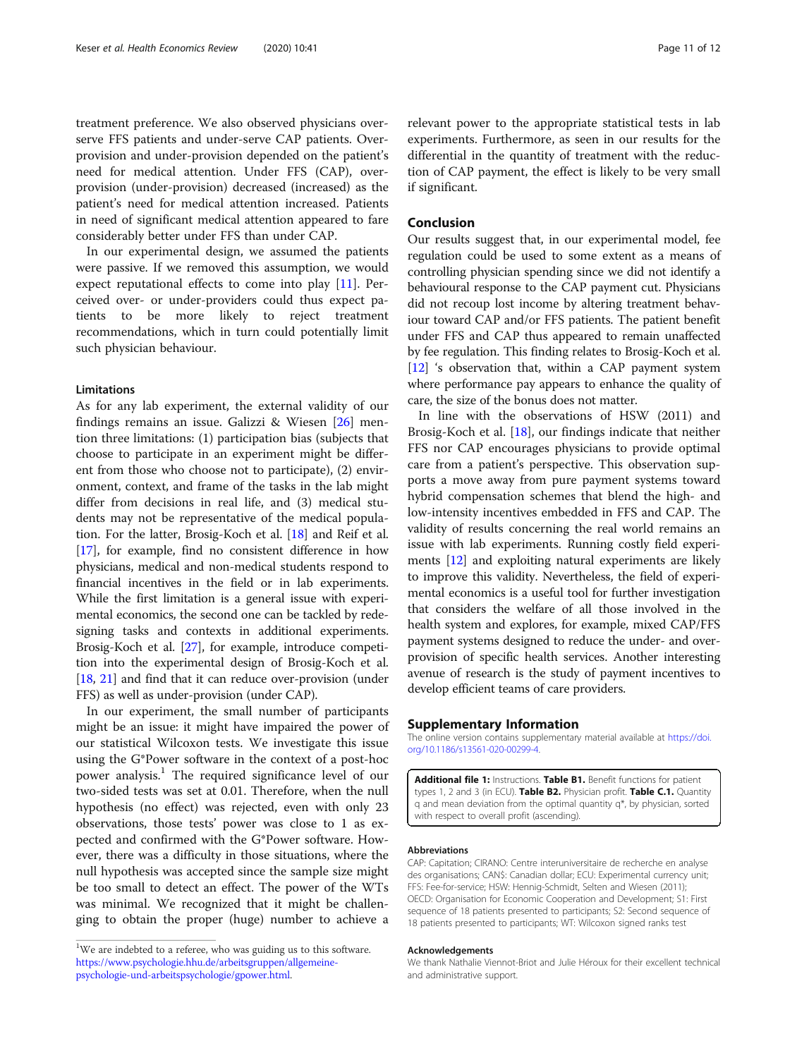treatment preference. We also observed physicians over-serve FFS patients and under-serve CAP patients. Over-provision and under-provision depended on the patient's need for medical attention. Under FFS (CAP), over-provision (under-provision) decreased (increased) as the patient's need for medical attention increased. Patients in need of significant medical attention appeared to fare considerably better under FFS than under CAP.

In our experimental design, we assumed the patients were passive. If we removed this assumption, we would expect reputational effects to come into play [11]. Perceived over- or under-providers could thus expect patients to be more likely to reject treatment recommendations, which in turn could potentially limit such physician behaviour.

### Limitations

As for any lab experiment, the external validity of our findings remains an issue. Galizzi & Wiesen [26] mention three limitations: (1) participation bias (subjects that choose to participate in an experiment might be different from those who choose not to participate), (2) environment, context, and frame of the tasks in the lab might differ from decisions in real life, and (3) medical students may not be representative of the medical population. For the latter, Brosig-Koch et al. [18] and Reif et al. [17], for example, find no consistent difference in how physicians, medical and non-medical students respond to financial incentives in the field or in lab experiments. While the first limitation is a general issue with experimental economics, the second one can be tackled by redesigning tasks and contexts in additional experiments. Brosig-Koch et al. [27], for example, introduce competition into the experimental design of Brosig-Koch et al. [18, 21] and find that it can reduce over-provision (under FFS) as well as under-provision (under CAP).

In our experiment, the small number of participants might be an issue: it might have impaired the power of our statistical Wilcoxon tests. We investigate this issue using the G*Power software in the context of a post-hoc power analysis.[1] The required significance level of our two-sided tests was set at 0.01. Therefore, when the null hypothesis (no effect) was rejected, even with only 23 observations, those tests' power was close to 1 as expected and confirmed with the G*Power software. However, there was a difficulty in those situations, where the null hypothesis was accepted since the sample size might be too small to detect an effect. The power of the WTs was minimal. We recognized that it might be challenging to obtain the proper (huge) number to achieve a relevant power to the appropriate statistical tests in lab experiments. Furthermore, as seen in our results for the differential in the quantity of treatment with the reduction of CAP payment, the effect is likely to be very small if significant.

## Conclusion

Our results suggest that, in our experimental model, fee regulation could be used to some extent as a means of controlling physician spending since we did not identify a behavioural response to the CAP payment cut. Physicians did not recoup lost income by altering treatment behaviour toward CAP and/or FFS patients. The patient benefit under FFS and CAP thus appeared to remain unaffected by fee regulation. This finding relates to Brosig-Koch et al. [12] 's observation that, within a CAP payment system where performance pay appears to enhance the quality of care, the size of the bonus does not matter.

In line with the observations of HSW (2011) and Brosig-Koch et al. [18], our findings indicate that neither FFS nor CAP encourages physicians to provide optimal care from a patient's perspective. This observation supports a move away from pure payment systems toward hybrid compensation schemes that blend the high- and low-intensity incentives embedded in FFS and CAP. The validity of results concerning the real world remains an issue with lab experiments. Running costly field experiments [12] and exploiting natural experiments are likely to improve this validity. Nevertheless, the field of experimental economics is a useful tool for further investigation that considers the welfare of all those involved in the health system and explores, for example, mixed CAP/FFS payment systems designed to reduce the under- and over-provision of specific health services. Another interesting avenue of research is the study of payment incentives to develop efficient teams of care providers.

## Supplementary Information

The online version contains supplementary material available at https://doi.org/10.1186/s13561-020-00299-4.

**Additional file 1:** Instructions. **Table B1.** Benefit functions for patient types 1, 2 and 3 (in ECU). **Table B2.** Physician profit. **Table C.1.** Quantity q and mean deviation from the optimal quantity q*, by physician, sorted with respect to overall profit (ascending).

#### Abbreviations

CAP: Capitation; CIRANO: Centre interuniversitaire de recherche en analyse des organisations; CAN$: Canadian dollar; ECU: Experimental currency unit; FFS: Fee-for-service; HSW: Hennig-Schmidt, Selten and Wiesen (2011); OECD: Organisation for Economic Cooperation and Development; S1: First sequence of 18 patients presented to participants; S2: Second sequence of 18 patients presented to participants; WT: Wilcoxon signed ranks test

#### Acknowledgements

We thank Nathalie Viennot-Briot and Julie Héroux for their excellent technical and administrative support.

[1] We are indebted to a referee, who was guiding us to this software. https://www.psychologie.hhu.de/arbeitsgruppen/allgemeine-psychologie-und-arbeitspsychologie/gpower.html.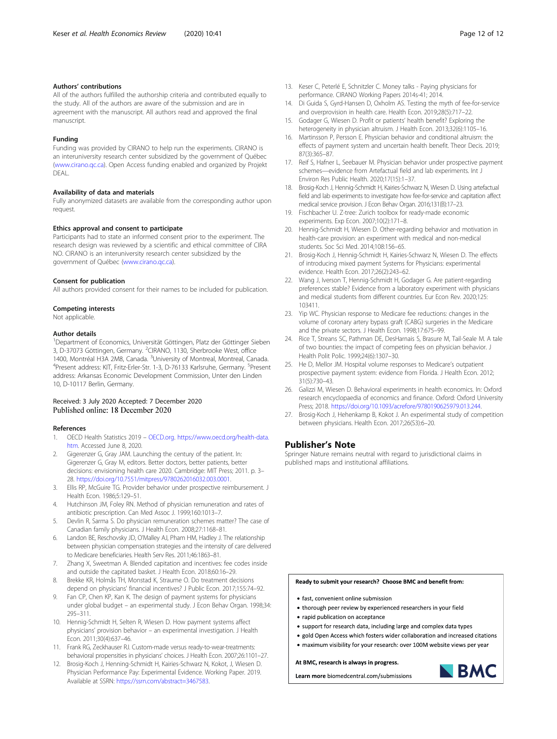### Authors' contributions

All of the authors fulfilled the authorship criteria and contributed equally to the study. All of the authors are aware of the submission and are in agreement with the manuscript. All authors read and approved the final manuscript.

### Funding

Funding was provided by CIRANO to help run the experiments. CIRANO is an interuniversity research center subsidized by the government of Québec (www.cirano.qc.ca). Open Access funding enabled and organized by Projekt DEAL.

### Availability of data and materials

Fully anonymized datasets are available from the corresponding author upon request.

### Ethics approval and consent to participate

Participants had to state an informed consent prior to the experiment. The research design was reviewed by a scientific and ethical committee of CIRA NO. CIRANO is an interuniversity research center subsidized by the government of Québec (www.cirano.qc.ca).

### Consent for publication

All authors provided consent for their names to be included for publication.

### Competing interests

Not applicable.

### Author details

[1]Department of Economics, Universität Göttingen, Platz der Göttinger Sieben 3, D-37073 Göttingen, Germany. [2]CIRANO, 1130, Sherbrooke West, office 1400, Montréal H3A 2M8, Canada. [3]University of Montreal, Montreal, Canada. [4]Present address: KIT, Fritz-Erler-Str. 1-3, D-76133 Karlsruhe, Germany. [5]Present address: Arkansas Economic Development Commission, Unter den Linden 10, D-10117 Berlin, Germany.

Received: 3 July 2020 Accepted: 7 December 2020
Published online: 18 December 2020

### References

1. OECD Health Statistics 2019 – OECD.org. https://www.oecd.org/health-data.htm. Accessed June 8, 2020.
2. Gigerenzer G, Gray JAM. Launching the century of the patient. In: Gigerenzer G, Gray M, editors. Better doctors, better patients, better decisions: envisioning health care 2020. Cambridge: MIT Press; 2011. p. 3–28. https://doi.org/10.7551/mitpress/9780262016032.003.0001.
3. Ellis RP, McGuire TG. Provider behavior under prospective reimbursement. J Health Econ. 1986;5:129–51.
4. Hutchinson JM, Foley RN. Method of physician remuneration and rates of antibiotic prescription. Can Med Assoc J. 1999;160:1013–7.
5. Devlin R, Sarma S. Do physician remuneration schemes matter? The case of Canadian family physicians. J Health Econ. 2008;27:1168–81.
6. Landon BE, Reschovsky JD, O'Malley AJ, Pham HM, Hadley J. The relationship between physician compensation strategies and the intensity of care delivered to Medicare beneficiaries. Health Serv Res. 2011;46:1863–81.
7. Zhang X, Sweetman A. Blended capitation and incentives: fee codes inside and outside the capitated basket. J Health Econ. 2018;60:16–29.
8. Brekke KR, Holmås TH, Monstad K, Straume O. Do treatment decisions depend on physicians' financial incentives? J Public Econ. 2017;155:74–92.
9. Fan CP, Chen KP, Kan K. The design of payment systems for physicians under global budget – an experimental study. J Econ Behav Organ. 1998;34: 295–311.
10. Hennig-Schmidt H, Selten R, Wiesen D. How payment systems affect physicians' provision behavior – an experimental investigation. J Health Econ. 2011;30(4):637–46.
11. Frank RG, Zeckhauser RJ. Custom-made versus ready-to-wear-treatments: behavioral propensities in physicians' choices. J Health Econ. 2007;26:1101–27.
12. Brosig-Koch J, Henning-Schmidt H, Kairies-Schwarz N, Kokot, J, Wiesen D. Physician Performance Pay: Experimental Evidence. Working Paper. 2019. Available at SSRN: https://ssrn.com/abstract=3467583.
13. Keser C, Peterlé E, Schnitzler C. Money talks - Paying physicians for performance. CIRANO Working Papers 2014s-41; 2014.
14. Di Guida S, Gyrd-Hansen D, Oxholm AS. Testing the myth of fee-for-service and overprovision in health care. Health Econ. 2019;28(5):717–22.
15. Godager G, Wiesen D. Profit or patients' health benefit? Exploring the heterogeneity in physician altruism. J Health Econ. 2013;32(6):1105–16.
16. Martinsson P, Persson E. Physician behavior and conditional altruism: the effects of payment system and uncertain health benefit. Theor Decis. 2019; 87(3):365–87.
17. Reif S, Hafner L, Seebauer M. Physician behavior under prospective payment schemes—evidence from Artefactual field and lab experiments. Int J Environ Res Public Health. 2020;17(15):1–37.
18. Brosig-Koch J, Hennig-Schmidt H, Kairies-Schwarz N, Wiesen D. Using artefactual field and lab experiments to investigate how fee-for-service and capitation affect medical service provision. J Econ Behav Organ. 2016;131(B):17–23.
19. Fischbacher U. Z-tree: Zurich toolbox for ready-made economic experiments. Exp Econ. 2007;10(2):171–8.
20. Hennig-Schmidt H, Wiesen D. Other-regarding behavior and motivation in health-care provision: an experiment with medical and non-medical students. Soc Sci Med. 2014;108:156–65.
21. Brosig-Koch J, Hennig-Schmidt H, Kairies-Schwarz N, Wiesen D. The effects of introducing mixed payment Systems for Physicians: experimental evidence. Health Econ. 2017;26(2):243–62.
22. Wang J, Iverson T, Hennig-Schmidt H, Godager G. Are patient-regarding preferences stable? Evidence from a laboratory experiment with physicians and medical students from different countries. Eur Econ Rev. 2020;125: 103411.
23. Yip WC. Physician response to Medicare fee reductions: changes in the volume of coronary artery bypass graft (CABG) surgeries in the Medicare and the private sectors. J Health Econ. 1998;17:675–99.
24. Rice T, Streans SC, Pathman DE, DesHarnais S, Brasure M, Tail-Seale M. A tale of two bounties: the impact of competing fees on physician behavior. J Health Polit Polic. 1999;24(6):1307–30.
25. He D, Mellor JM. Hospital volume responses to Medicare's outpatient prospective payment system: evidence from Florida. J Health Econ. 2012; 31(5):730–43.
26. Galizzi M, Wiesen D. Behavioral experiments in health economics. In: Oxford research encyclopaedia of economics and finance. Oxford: Oxford University Press; 2018. https://doi.org/10.1093/acrefore/9780190625979.013.244.
27. Brosig-Koch J, Hehenkamp B, Kokot J. An experimental study of competition between physicians. Health Econ. 2017;26(S3):6–20.

## Publisher's Note

Springer Nature remains neutral with regard to jurisdictional claims in published maps and institutional affiliations.

**Ready to submit your research? Choose BMC and benefit from:**

- fast, convenient online submission
- thorough peer review by experienced researchers in your field
- rapid publication on acceptance
- support for research data, including large and complex data types
- gold Open Access which fosters wider collaboration and increased citations
- maximum visibility for your research: over 100M website views per year

**At BMC, research is always in progress.**

**Learn more** biomedcentral.com/submissions

BMC